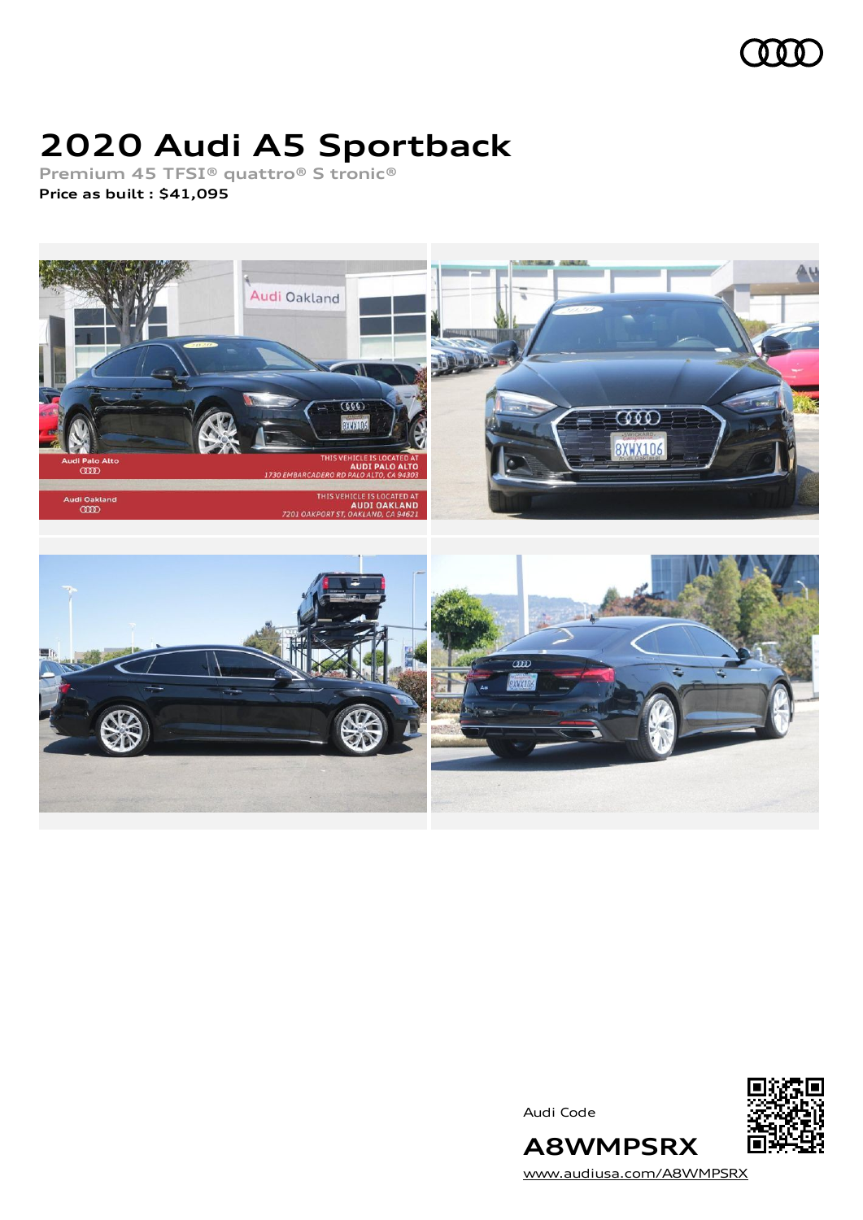# 2020 Audi A5 Sportback

**Premium 45 TFSI® quattro® S tronic®**

**Price as built : $41,095**

Audi Code

**A8WMPSRX**

www.audiusa.com/A8WMPSRX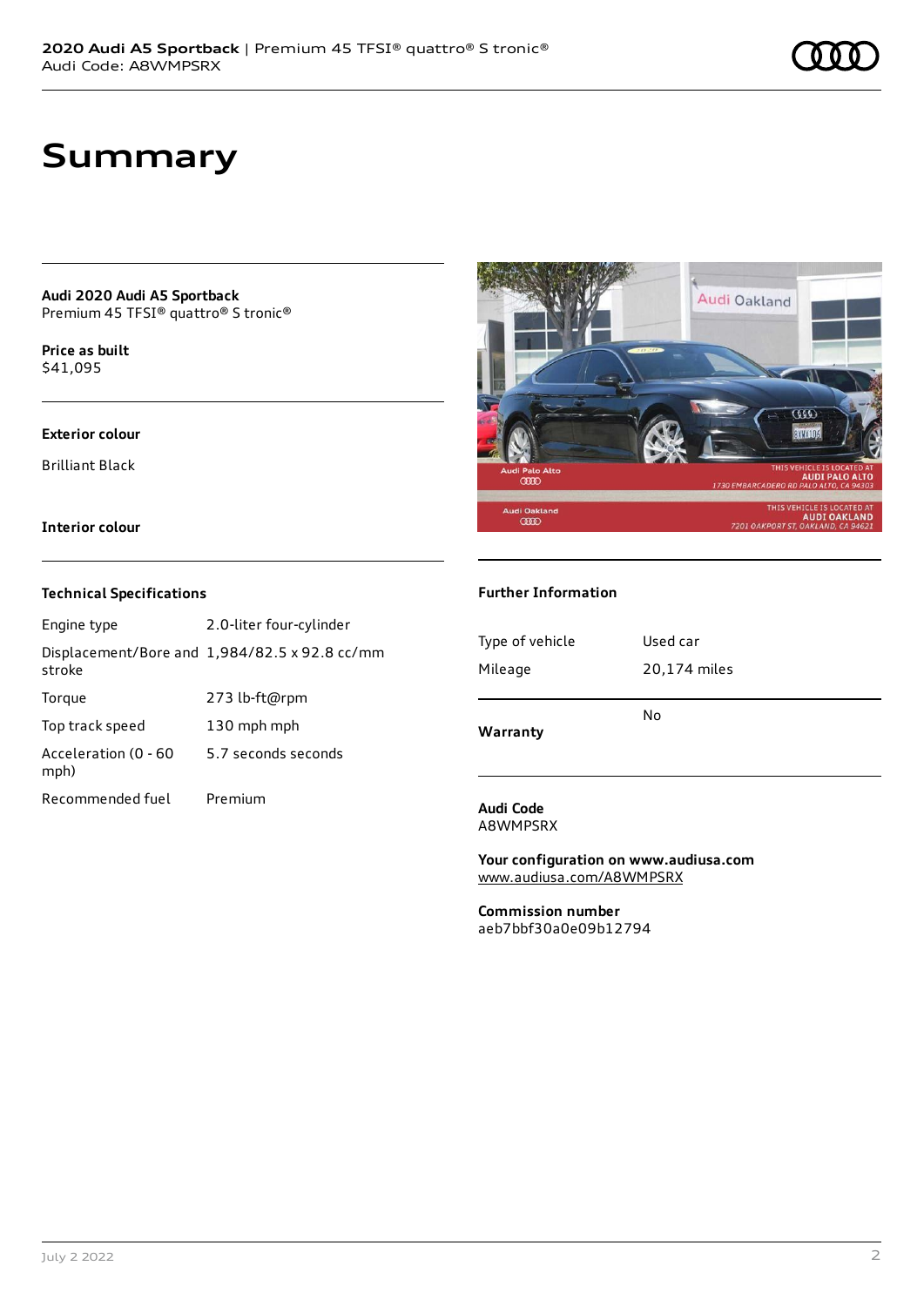# Summary

**Audi 2020 Audi A5 Sportback**
Premium 45 TFSI® quattro® S tronic®

**Price as built**
$41,095

**Exterior colour**

Brilliant Black

**Interior colour**

### Technical Specifications

| | |
|---|---|
| Engine type | 2.0-liter four-cylinder |
| Displacement/Bore and stroke | 1,984/82.5 x 92.8 cc/mm |
| Torque | 273 lb-ft@rpm |
| Top track speed | 130 mph mph |
| Acceleration (0 - 60 mph) | 5.7 seconds seconds |
| Recommended fuel | Premium |

### Further Information

| | |
|---|---|
| Type of vehicle | Used car |
| Mileage | 20,174 miles |
| **Warranty** | No |

**Audi Code**
A8WMPSRX

**Your configuration on www.audiusa.com**
www.audiusa.com/A8WMPSRX

**Commission number**
aeb7bbf30a0e09b12794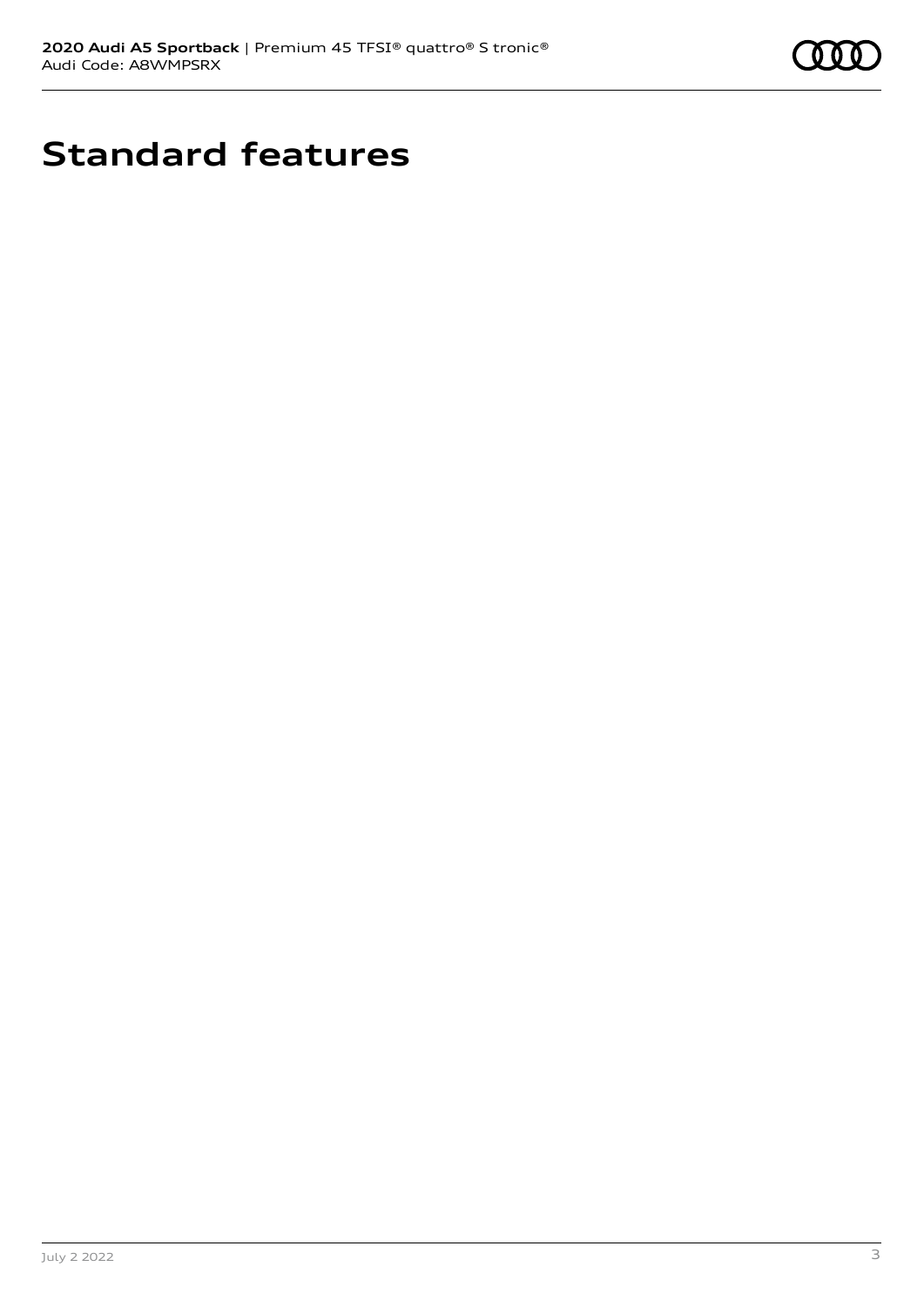# Standard features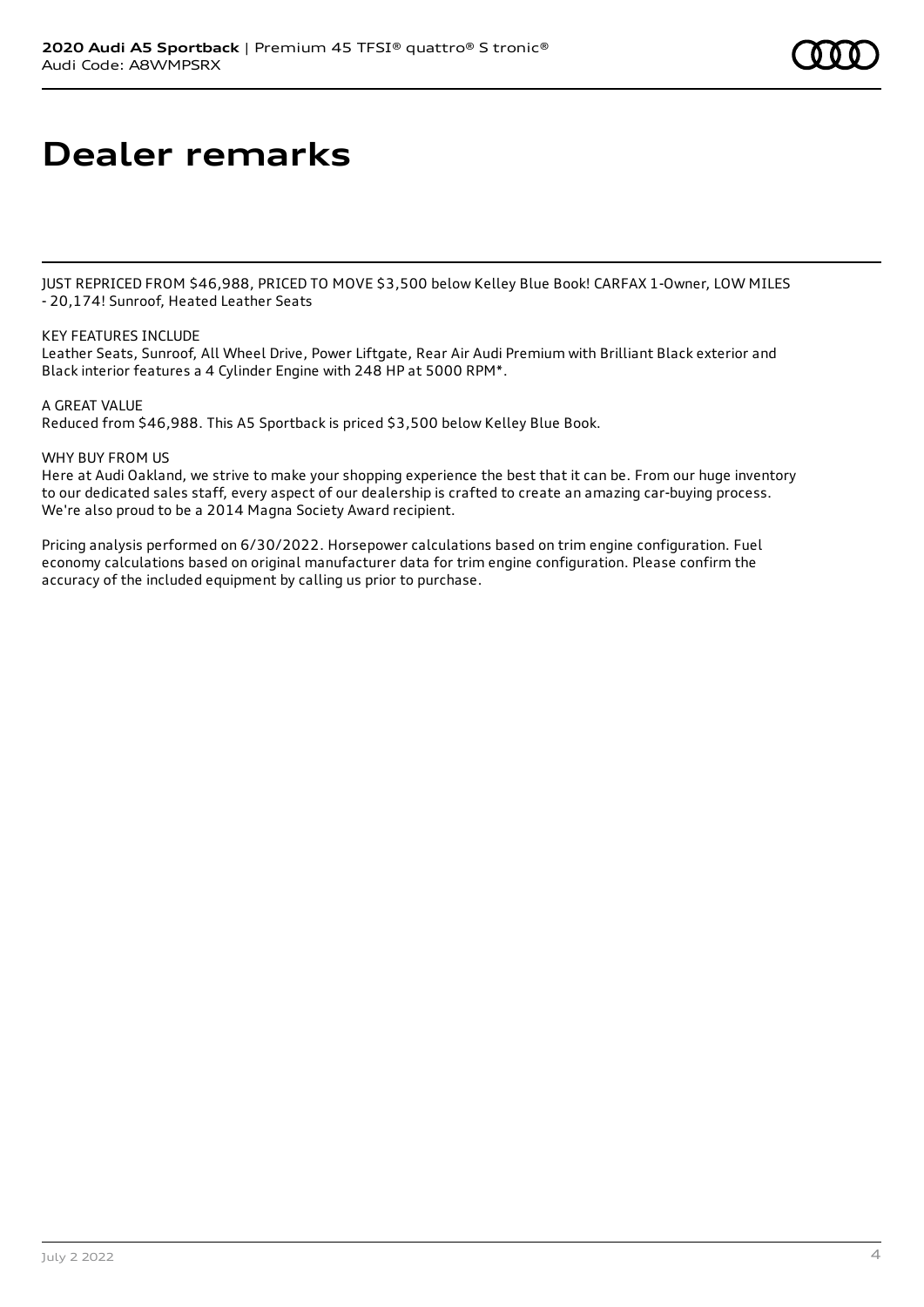# Dealer remarks

JUST REPRICED FROM $46,988, PRICED TO MOVE $3,500 below Kelley Blue Book! CARFAX 1-Owner, LOW MILES - 20,174! Sunroof, Heated Leather Seats

KEY FEATURES INCLUDE
Leather Seats, Sunroof, All Wheel Drive, Power Liftgate, Rear Air Audi Premium with Brilliant Black exterior and Black interior features a 4 Cylinder Engine with 248 HP at 5000 RPM*.

A GREAT VALUE
Reduced from $46,988. This A5 Sportback is priced $3,500 below Kelley Blue Book.

WHY BUY FROM US
Here at Audi Oakland, we strive to make your shopping experience the best that it can be. From our huge inventory to our dedicated sales staff, every aspect of our dealership is crafted to create an amazing car-buying process. We're also proud to be a 2014 Magna Society Award recipient.

Pricing analysis performed on 6/30/2022. Horsepower calculations based on trim engine configuration. Fuel economy calculations based on original manufacturer data for trim engine configuration. Please confirm the accuracy of the included equipment by calling us prior to purchase.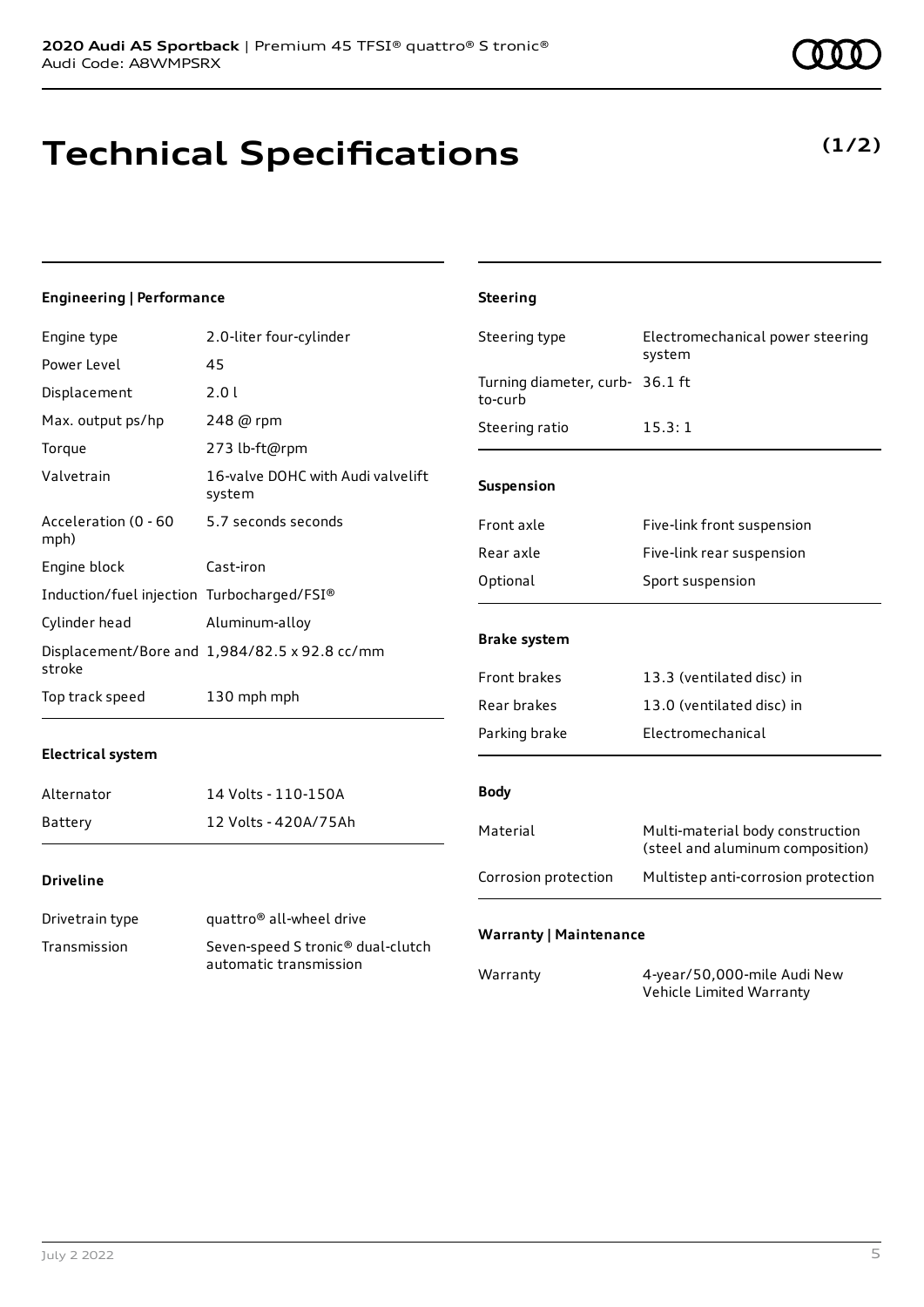# Technical Specifications

**(1/2)**

### Engineering | Performance

| | |
|---|---|
| Engine type | 2.0-liter four-cylinder |
| Power Level | 45 |
| Displacement | 2.0 l |
| Max. output ps/hp | 248 @ rpm |
| Torque | 273 lb-ft@rpm |
| Valvetrain | 16-valve DOHC with Audi valvelift system |
| Acceleration (0 - 60 mph) | 5.7 seconds seconds |
| Engine block | Cast-iron |
| Induction/fuel injection | Turbocharged/FSI® |
| Cylinder head | Aluminum-alloy |
| Displacement/Bore and stroke | 1,984/82.5 x 92.8 cc/mm |
| Top track speed | 130 mph mph |

### Electrical system

| | |
|---|---|
| Alternator | 14 Volts - 110-150A |
| Battery | 12 Volts - 420A/75Ah |

### Driveline

| | |
|---|---|
| Drivetrain type | quattro® all-wheel drive |
| Transmission | Seven-speed S tronic® dual-clutch automatic transmission |

### Steering

| | |
|---|---|
| Steering type | Electromechanical power steering system |
| Turning diameter, curb-to-curb | 36.1 ft |
| Steering ratio | 15.3: 1 |

### Suspension

| | |
|---|---|
| Front axle | Five-link front suspension |
| Rear axle | Five-link rear suspension |
| Optional | Sport suspension |

### Brake system

| | |
|---|---|
| Front brakes | 13.3 (ventilated disc) in |
| Rear brakes | 13.0 (ventilated disc) in |
| Parking brake | Electromechanical |

### Body

| | |
|---|---|
| Material | Multi-material body construction (steel and aluminum composition) |
| Corrosion protection | Multistep anti-corrosion protection |

### Warranty | Maintenance

| | |
|---|---|
| Warranty | 4-year/50,000-mile Audi New Vehicle Limited Warranty |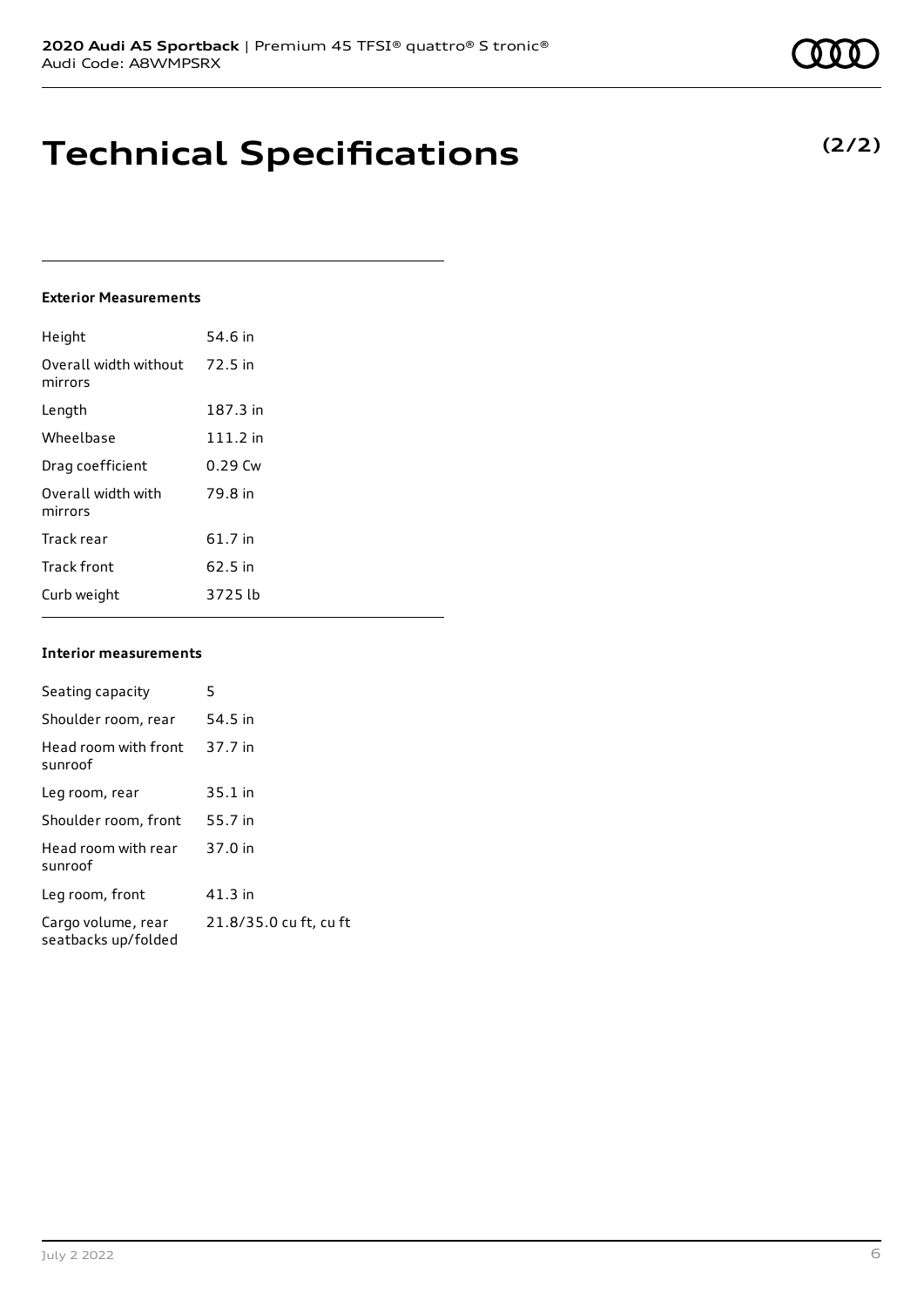# Technical Specifications

**(2/2)**

### Exterior Measurements

| | |
|---|---|
| Height | 54.6 in |
| Overall width without mirrors | 72.5 in |
| Length | 187.3 in |
| Wheelbase | 111.2 in |
| Drag coefficient | 0.29 Cw |
| Overall width with mirrors | 79.8 in |
| Track rear | 61.7 in |
| Track front | 62.5 in |
| Curb weight | 3725 lb |

### Interior measurements

| | |
|---|---|
| Seating capacity | 5 |
| Shoulder room, rear | 54.5 in |
| Head room with front sunroof | 37.7 in |
| Leg room, rear | 35.1 in |
| Shoulder room, front | 55.7 in |
| Head room with rear sunroof | 37.0 in |
| Leg room, front | 41.3 in |
| Cargo volume, rear seatbacks up/folded | 21.8/35.0 cu ft, cu ft |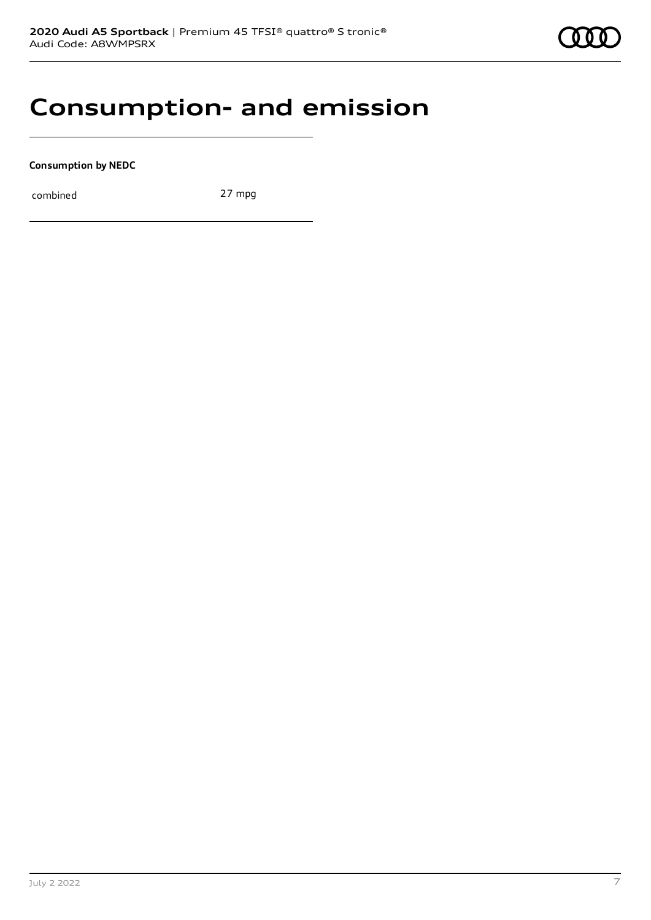# Consumption- and emission

**Consumption by NEDC**

| combined | 27 mpg |
|---|---|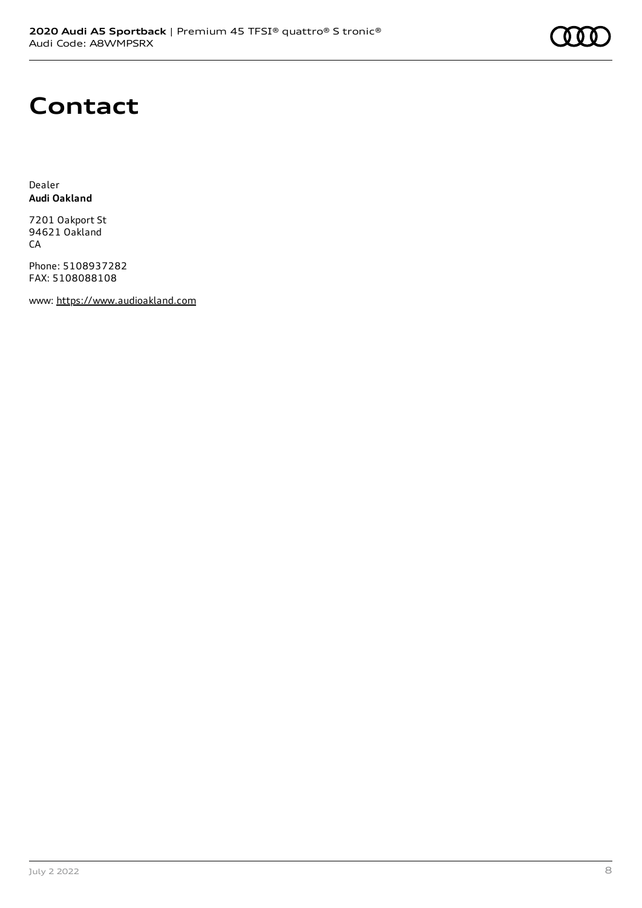# Contact

Dealer
**Audi Oakland**

7201 Oakport St
94621 Oakland
CA

Phone: 5108937282
FAX: 5108088108

www: https://www.audioakland.com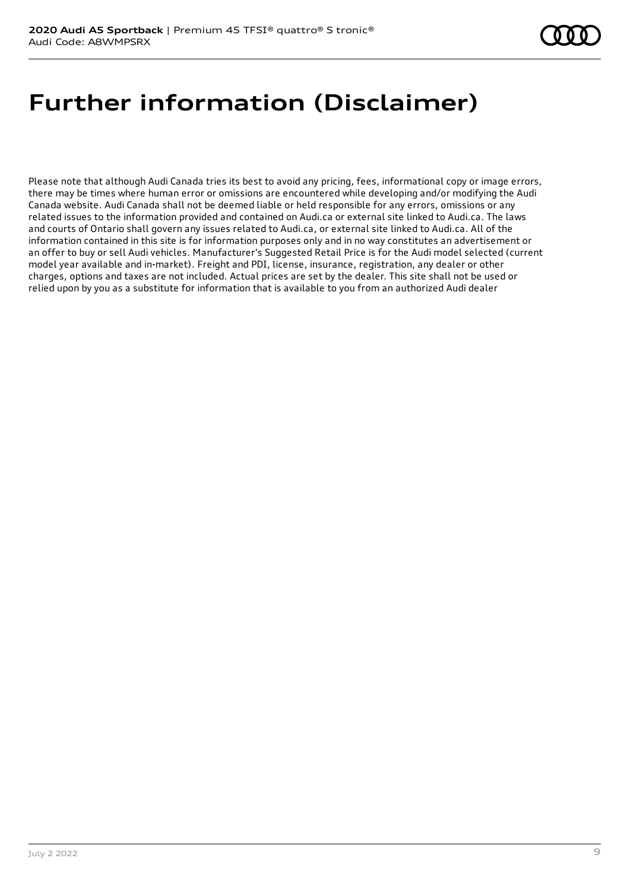# Further information (Disclaimer)

Please note that although Audi Canada tries its best to avoid any pricing, fees, informational copy or image errors, there may be times where human error or omissions are encountered while developing and/or modifying the Audi Canada website. Audi Canada shall not be deemed liable or held responsible for any errors, omissions or any related issues to the information provided and contained on Audi.ca or external site linked to Audi.ca. The laws and courts of Ontario shall govern any issues related to Audi.ca, or external site linked to Audi.ca. All of the information contained in this site is for information purposes only and in no way constitutes an advertisement or an offer to buy or sell Audi vehicles. Manufacturer's Suggested Retail Price is for the Audi model selected (current model year available and in-market). Freight and PDI, license, insurance, registration, any dealer or other charges, options and taxes are not included. Actual prices are set by the dealer. This site shall not be used or relied upon by you as a substitute for information that is available to you from an authorized Audi dealer